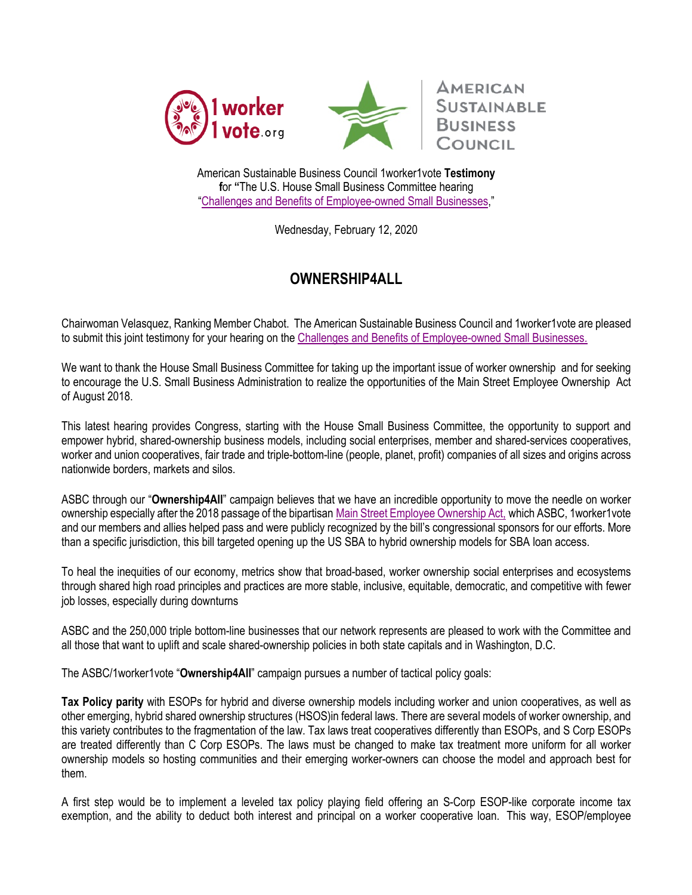American Sustainable Business Council 1worker1vote **Testimony for** "The U.S. House Small Business Committee hearing "[Challenges and Benefits of Employee-owned Small Businesses](),"

Wednesday, February 12, 2020

# OWNERSHIP4ALL

Chairwoman Velasquez, Ranking Member Chabot. The American Sustainable Business Council and 1worker1vote are pleased to submit this joint testimony for your hearing on the [Challenges and Benefits of Employee-owned Small Businesses.]()

We want to thank the House Small Business Committee for taking up the important issue of worker ownership and for seeking to encourage the U.S. Small Business Administration to realize the opportunities of the Main Street Employee Ownership Act of August 2018.

This latest hearing provides Congress, starting with the House Small Business Committee, the opportunity to support and empower hybrid, shared-ownership business models, including social enterprises, member and shared-services cooperatives, worker and union cooperatives, fair trade and triple-bottom-line (people, planet, profit) companies of all sizes and origins across nationwide borders, markets and silos.

ASBC through our "**Ownership4All**" campaign believes that we have an incredible opportunity to move the needle on worker ownership especially after the 2018 passage of the bipartisan [Main Street Employee Ownership Act,]() which ASBC, 1worker1vote and our members and allies helped pass and were publicly recognized by the bill's congressional sponsors for our efforts. More than a specific jurisdiction, this bill targeted opening up the US SBA to hybrid ownership models for SBA loan access.

To heal the inequities of our economy, metrics show that broad-based, worker ownership social enterprises and ecosystems through shared high road principles and practices are more stable, inclusive, equitable, democratic, and competitive with fewer job losses, especially during downturns

ASBC and the 250,000 triple bottom-line businesses that our network represents are pleased to work with the Committee and all those that want to uplift and scale shared-ownership policies in both state capitals and in Washington, D.C.

The ASBC/1worker1vote "**Ownership4All**" campaign pursues a number of tactical policy goals:

**Tax Policy parity** with ESOPs for hybrid and diverse ownership models including worker and union cooperatives, as well as other emerging, hybrid shared ownership structures (HSOS)in federal laws. There are several models of worker ownership, and this variety contributes to the fragmentation of the law. Tax laws treat cooperatives differently than ESOPs, and S Corp ESOPs are treated differently than C Corp ESOPs. The laws must be changed to make tax treatment more uniform for all worker ownership models so hosting communities and their emerging worker-owners can choose the model and approach best for them.

A first step would be to implement a leveled tax policy playing field offering an S-Corp ESOP-like corporate income tax exemption, and the ability to deduct both interest and principal on a worker cooperative loan. This way, ESOP/employee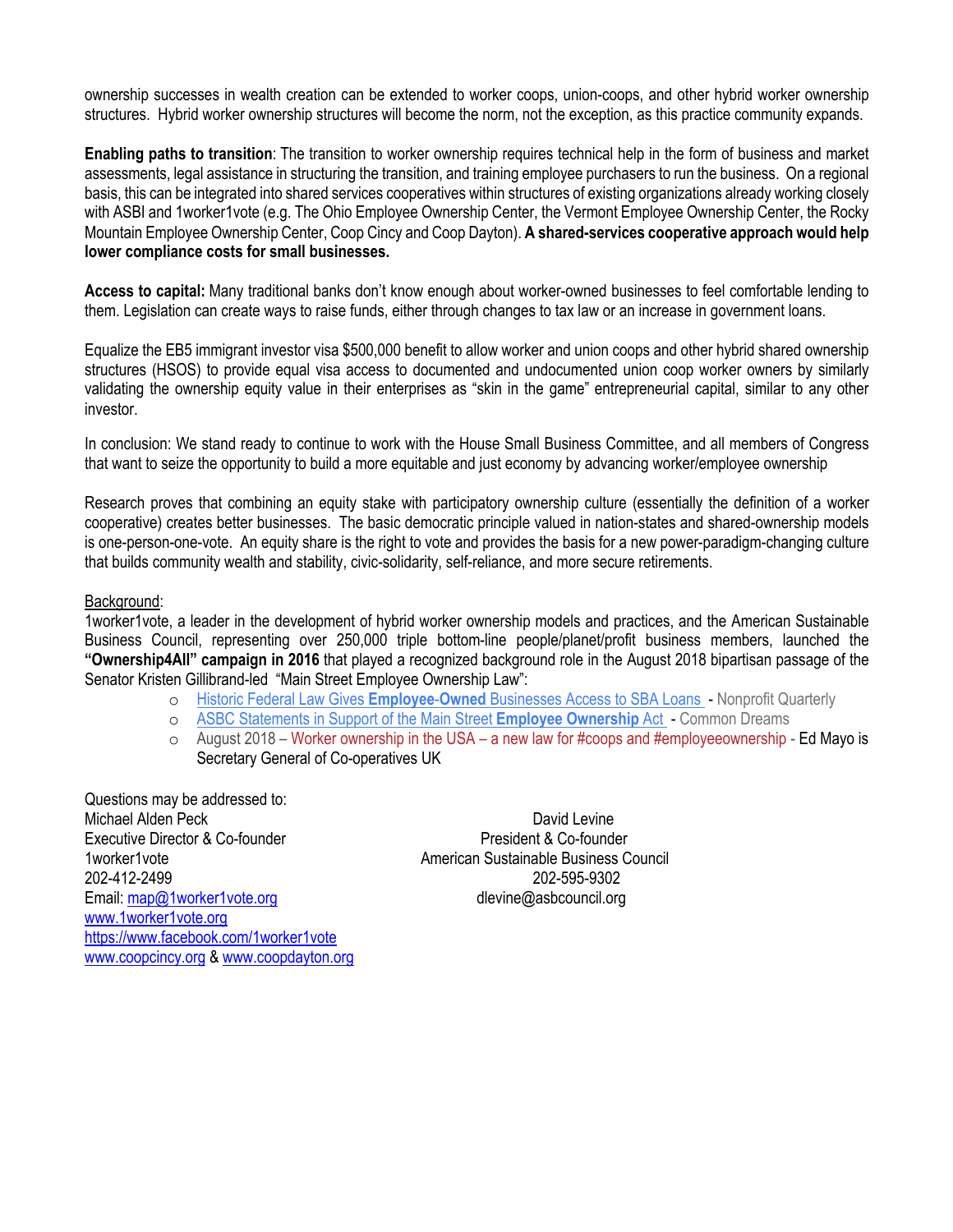ownership successes in wealth creation can be extended to worker coops, union-coops, and other hybrid worker ownership structures. Hybrid worker ownership structures will become the norm, not the exception, as this practice community expands.

**Enabling paths to transition**: The transition to worker ownership requires technical help in the form of business and market assessments, legal assistance in structuring the transition, and training employee purchasers to run the business. On a regional basis, this can be integrated into shared services cooperatives within structures of existing organizations already working closely with ASBI and 1worker1vote (e.g. The Ohio Employee Ownership Center, the Vermont Employee Ownership Center, the Rocky Mountain Employee Ownership Center, Coop Cincy and Coop Dayton). **A shared-services cooperative approach would help lower compliance costs for small businesses.**

**Access to capital:** Many traditional banks don't know enough about worker-owned businesses to feel comfortable lending to them. Legislation can create ways to raise funds, either through changes to tax law or an increase in government loans.

Equalize the EB5 immigrant investor visa $500,000 benefit to allow worker and union coops and other hybrid shared ownership structures (HSOS) to provide equal visa access to documented and undocumented union coop worker owners by similarly validating the ownership equity value in their enterprises as "skin in the game" entrepreneurial capital, similar to any other investor.

In conclusion: We stand ready to continue to work with the House Small Business Committee, and all members of Congress that want to seize the opportunity to build a more equitable and just economy by advancing worker/employee ownership

Research proves that combining an equity stake with participatory ownership culture (essentially the definition of a worker cooperative) creates better businesses. The basic democratic principle valued in nation-states and shared-ownership models is one-person-one-vote. An equity share is the right to vote and provides the basis for a new power-paradigm-changing culture that builds community wealth and stability, civic-solidarity, self-reliance, and more secure retirements.

Background:
1worker1vote, a leader in the development of hybrid worker ownership models and practices, and the American Sustainable Business Council, representing over 250,000 triple bottom-line people/planet/profit business members, launched the **"Ownership4All" campaign in 2016** that played a recognized background role in the August 2018 bipartisan passage of the Senator Kristen Gillibrand-led "Main Street Employee Ownership Law":

- Historic Federal Law Gives **Employee-Owned** Businesses Access to SBA Loans - Nonprofit Quarterly
- ASBC Statements in Support of the Main Street **Employee Ownership** Act - Common Dreams
- August 2018 – Worker ownership in the USA – a new law for #coops and #employeeownership - Ed Mayo is Secretary General of Co-operatives UK

Questions may be addressed to:

Michael Alden Peck
Executive Director & Co-founder
1worker1vote
202-412-2499
Email: map@1worker1vote.org
www.1worker1vote.org
https://www.facebook.com/1worker1vote
www.coopcincy.org & www.coopdayton.org

David Levine
President & Co-founder
American Sustainable Business Council
202-595-9302
dlevine@asbcouncil.org